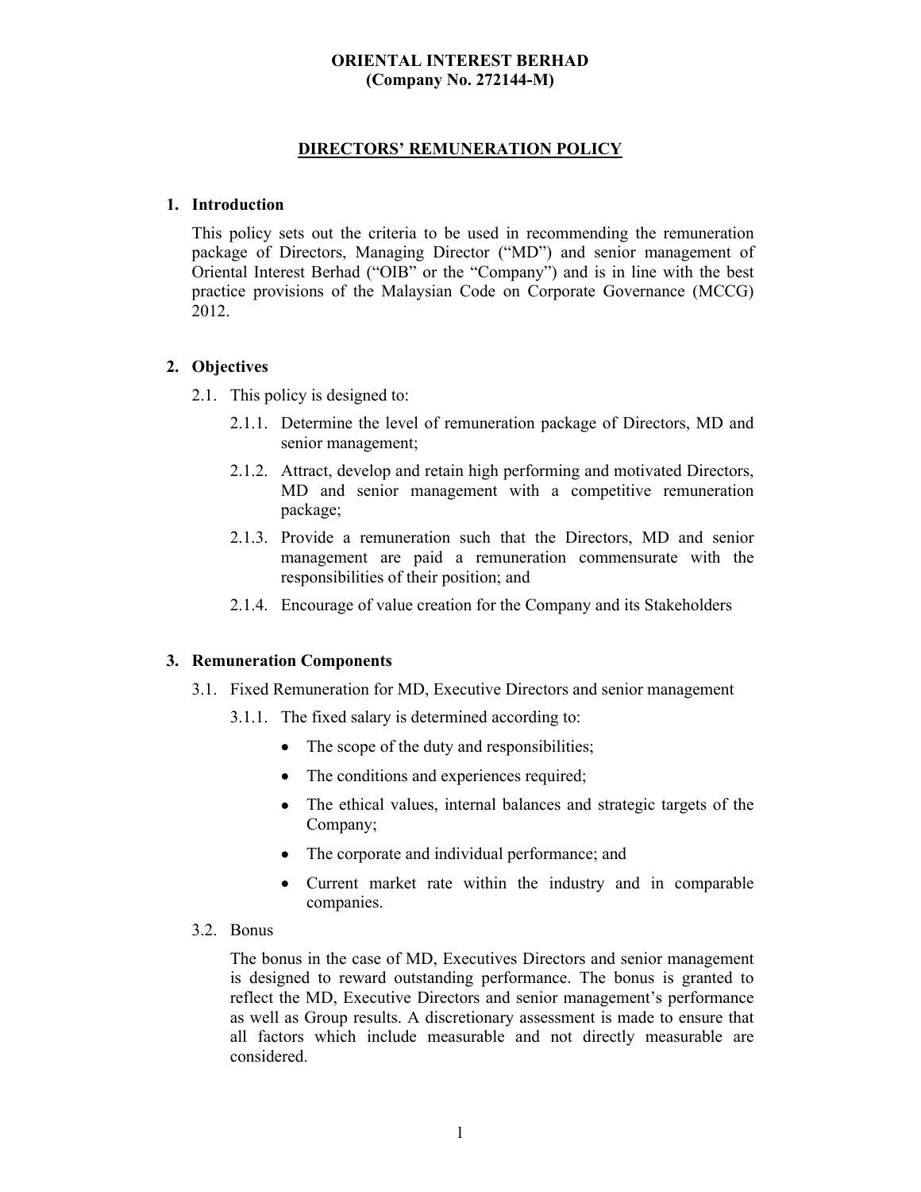**ORIENTAL INTEREST BERHAD**
**(Company No. 272144-M)**

# DIRECTORS' REMUNERATION POLICY

## 1. Introduction

This policy sets out the criteria to be used in recommending the remuneration package of Directors, Managing Director ("MD") and senior management of Oriental Interest Berhad ("OIB" or the "Company") and is in line with the best practice provisions of the Malaysian Code on Corporate Governance (MCCG) 2012.

## 2. Objectives

2.1. This policy is designed to:

2.1.1. Determine the level of remuneration package of Directors, MD and senior management;

2.1.2. Attract, develop and retain high performing and motivated Directors, MD and senior management with a competitive remuneration package;

2.1.3. Provide a remuneration such that the Directors, MD and senior management are paid a remuneration commensurate with the responsibilities of their position; and

2.1.4. Encourage of value creation for the Company and its Stakeholders

## 3. Remuneration Components

3.1. Fixed Remuneration for MD, Executive Directors and senior management

3.1.1. The fixed salary is determined according to:

- The scope of the duty and responsibilities;
- The conditions and experiences required;
- The ethical values, internal balances and strategic targets of the Company;
- The corporate and individual performance; and
- Current market rate within the industry and in comparable companies.

3.2. Bonus

The bonus in the case of MD, Executives Directors and senior management is designed to reward outstanding performance. The bonus is granted to reflect the MD, Executive Directors and senior management's performance as well as Group results. A discretionary assessment is made to ensure that all factors which include measurable and not directly measurable are considered.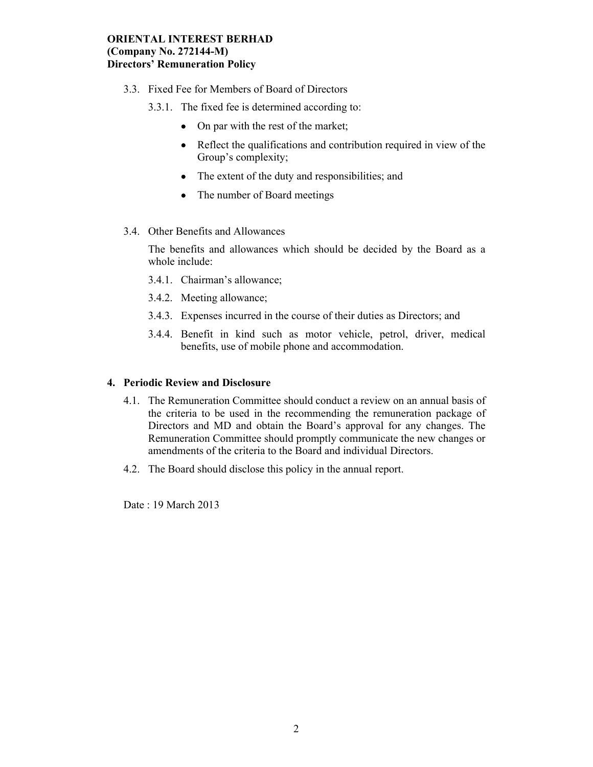3.3. Fixed Fee for Members of Board of Directors

3.3.1. The fixed fee is determined according to:

- On par with the rest of the market;
- Reflect the qualifications and contribution required in view of the Group's complexity;
- The extent of the duty and responsibilities; and
- The number of Board meetings

3.4. Other Benefits and Allowances

The benefits and allowances which should be decided by the Board as a whole include:

3.4.1. Chairman's allowance;

3.4.2. Meeting allowance;

3.4.3. Expenses incurred in the course of their duties as Directors; and

3.4.4. Benefit in kind such as motor vehicle, petrol, driver, medical benefits, use of mobile phone and accommodation.

## 4. Periodic Review and Disclosure

4.1. The Remuneration Committee should conduct a review on an annual basis of the criteria to be used in the recommending the remuneration package of Directors and MD and obtain the Board's approval for any changes. The Remuneration Committee should promptly communicate the new changes or amendments of the criteria to the Board and individual Directors.

4.2. The Board should disclose this policy in the annual report.

Date : 19 March 2013